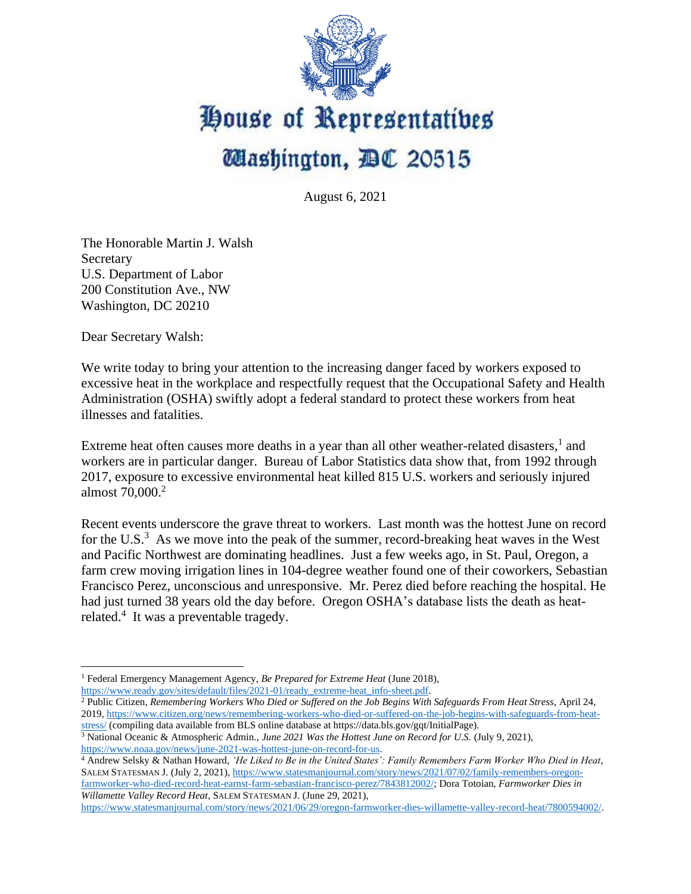# House of Representatives
## Washington, DC 20515

August 6, 2021

The Honorable Martin J. Walsh
Secretary
U.S. Department of Labor
200 Constitution Ave., NW
Washington, DC 20210

Dear Secretary Walsh:

We write today to bring your attention to the increasing danger faced by workers exposed to excessive heat in the workplace and respectfully request that the Occupational Safety and Health Administration (OSHA) swiftly adopt a federal standard to protect these workers from heat illnesses and fatalities.

Extreme heat often causes more deaths in a year than all other weather-related disasters,[1] and workers are in particular danger. Bureau of Labor Statistics data show that, from 1992 through 2017, exposure to excessive environmental heat killed 815 U.S. workers and seriously injured almost 70,000.[2]

Recent events underscore the grave threat to workers. Last month was the hottest June on record for the U.S.[3] As we move into the peak of the summer, record-breaking heat waves in the West and Pacific Northwest are dominating headlines. Just a few weeks ago, in St. Paul, Oregon, a farm crew moving irrigation lines in 104-degree weather found one of their coworkers, Sebastian Francisco Perez, unconscious and unresponsive. Mr. Perez died before reaching the hospital. He had just turned 38 years old the day before. Oregon OSHA's database lists the death as heat-related.[4] It was a preventable tragedy.

---

[1] Federal Emergency Management Agency, *Be Prepared for Extreme Heat* (June 2018), https://www.ready.gov/sites/default/files/2021-01/ready_extreme-heat_info-sheet.pdf.

[2] Public Citizen, *Remembering Workers Who Died or Suffered on the Job Begins With Safeguards From Heat Stress*, April 24, 2019, https://www.citizen.org/news/remembering-workers-who-died-or-suffered-on-the-job-begins-with-safeguards-from-heat-stress/ (compiling data available from BLS online database at https://data.bls.gov/gqt/InitialPage).

[3] National Oceanic & Atmospheric Admin., *June 2021 Was the Hottest June on Record for U.S.* (July 9, 2021), https://www.noaa.gov/news/june-2021-was-hottest-june-on-record-for-us.

[4] Andrew Selsky & Nathan Howard, *'He Liked to Be in the United States': Family Remembers Farm Worker Who Died in Heat*, SALEM STATESMAN J. (July 2, 2021), https://www.statesmanjournal.com/story/news/2021/07/02/family-remembers-oregon-farmworker-who-died-record-heat-earnst-farm-sebastian-francisco-perez/7843812002/; Dora Totoian, *Farmworker Dies in Willamette Valley Record Heat*, SALEM STATESMAN J. (June 29, 2021), https://www.statesmanjournal.com/story/news/2021/06/29/oregon-farmworker-dies-willamette-valley-record-heat/7800594002/.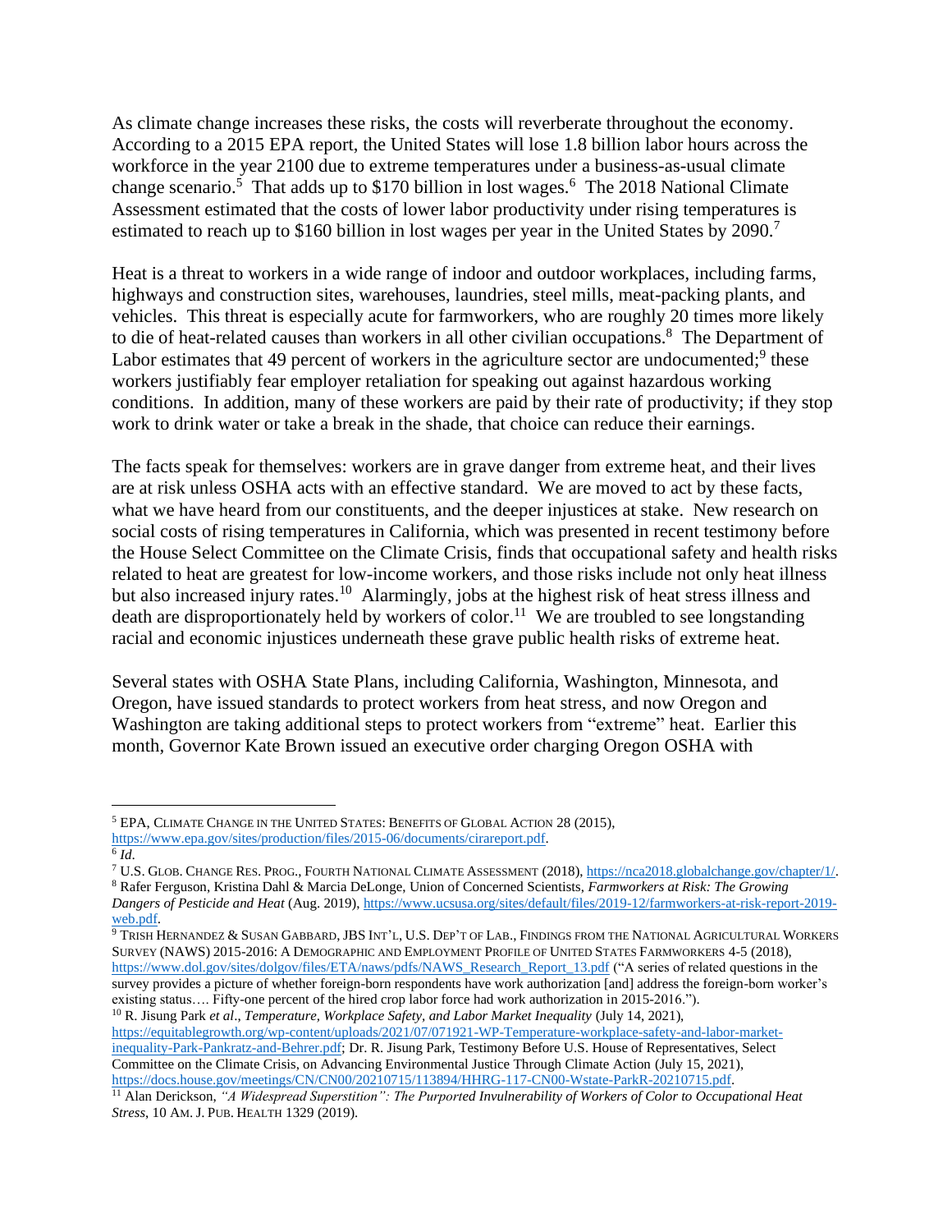As climate change increases these risks, the costs will reverberate throughout the economy. According to a 2015 EPA report, the United States will lose 1.8 billion labor hours across the workforce in the year 2100 due to extreme temperatures under a business-as-usual climate change scenario.[5] That adds up to $170 billion in lost wages.[6] The 2018 National Climate Assessment estimated that the costs of lower labor productivity under rising temperatures is estimated to reach up to $160 billion in lost wages per year in the United States by 2090.[7]

Heat is a threat to workers in a wide range of indoor and outdoor workplaces, including farms, highways and construction sites, warehouses, laundries, steel mills, meat-packing plants, and vehicles. This threat is especially acute for farmworkers, who are roughly 20 times more likely to die of heat-related causes than workers in all other civilian occupations.[8] The Department of Labor estimates that 49 percent of workers in the agriculture sector are undocumented;[9] these workers justifiably fear employer retaliation for speaking out against hazardous working conditions. In addition, many of these workers are paid by their rate of productivity; if they stop work to drink water or take a break in the shade, that choice can reduce their earnings.

The facts speak for themselves: workers are in grave danger from extreme heat, and their lives are at risk unless OSHA acts with an effective standard. We are moved to act by these facts, what we have heard from our constituents, and the deeper injustices at stake. New research on social costs of rising temperatures in California, which was presented in recent testimony before the House Select Committee on the Climate Crisis, finds that occupational safety and health risks related to heat are greatest for low-income workers, and those risks include not only heat illness but also increased injury rates.[10] Alarmingly, jobs at the highest risk of heat stress illness and death are disproportionately held by workers of color.[11] We are troubled to see longstanding racial and economic injustices underneath these grave public health risks of extreme heat.

Several states with OSHA State Plans, including California, Washington, Minnesota, and Oregon, have issued standards to protect workers from heat stress, and now Oregon and Washington are taking additional steps to protect workers from "extreme" heat. Earlier this month, Governor Kate Brown issued an executive order charging Oregon OSHA with

---

[5] EPA, CLIMATE CHANGE IN THE UNITED STATES: BENEFITS OF GLOBAL ACTION 28 (2015), https://www.epa.gov/sites/production/files/2015-06/documents/cirareport.pdf.

[6] *Id*.

[7] U.S. GLOB. CHANGE RES. PROG., FOURTH NATIONAL CLIMATE ASSESSMENT (2018), https://nca2018.globalchange.gov/chapter/1/.

[8] Rafer Ferguson, Kristina Dahl & Marcia DeLonge, Union of Concerned Scientists, *Farmworkers at Risk: The Growing Dangers of Pesticide and Heat* (Aug. 2019), https://www.ucsusa.org/sites/default/files/2019-12/farmworkers-at-risk-report-2019-web.pdf.

[9] TRISH HERNANDEZ & SUSAN GABBARD, JBS INT'L, U.S. DEP'T OF LAB., FINDINGS FROM THE NATIONAL AGRICULTURAL WORKERS SURVEY (NAWS) 2015-2016: A DEMOGRAPHIC AND EMPLOYMENT PROFILE OF UNITED STATES FARMWORKERS 4-5 (2018), https://www.dol.gov/sites/dolgov/files/ETA/naws/pdfs/NAWS_Research_Report_13.pdf ("A series of related questions in the survey provides a picture of whether foreign-born respondents have work authorization [and] address the foreign-born worker's existing status…. Fifty-one percent of the hired crop labor force had work authorization in 2015-2016.").

[10] R. Jisung Park *et al*., *Temperature, Workplace Safety, and Labor Market Inequality* (July 14, 2021), https://equitablegrowth.org/wp-content/uploads/2021/07/071921-WP-Temperature-workplace-safety-and-labor-market-inequality-Park-Pankratz-and-Behrer.pdf; Dr. R. Jisung Park, Testimony Before U.S. House of Representatives, Select Committee on the Climate Crisis, on Advancing Environmental Justice Through Climate Action (July 15, 2021), https://docs.house.gov/meetings/CN/CN00/20210715/113894/HHRG-117-CN00-Wstate-ParkR-20210715.pdf.

[11] Alan Derickson, *"A Widespread Superstition": The Purported Invulnerability of Workers of Color to Occupational Heat Stress*, 10 AM. J. PUB. HEALTH 1329 (2019).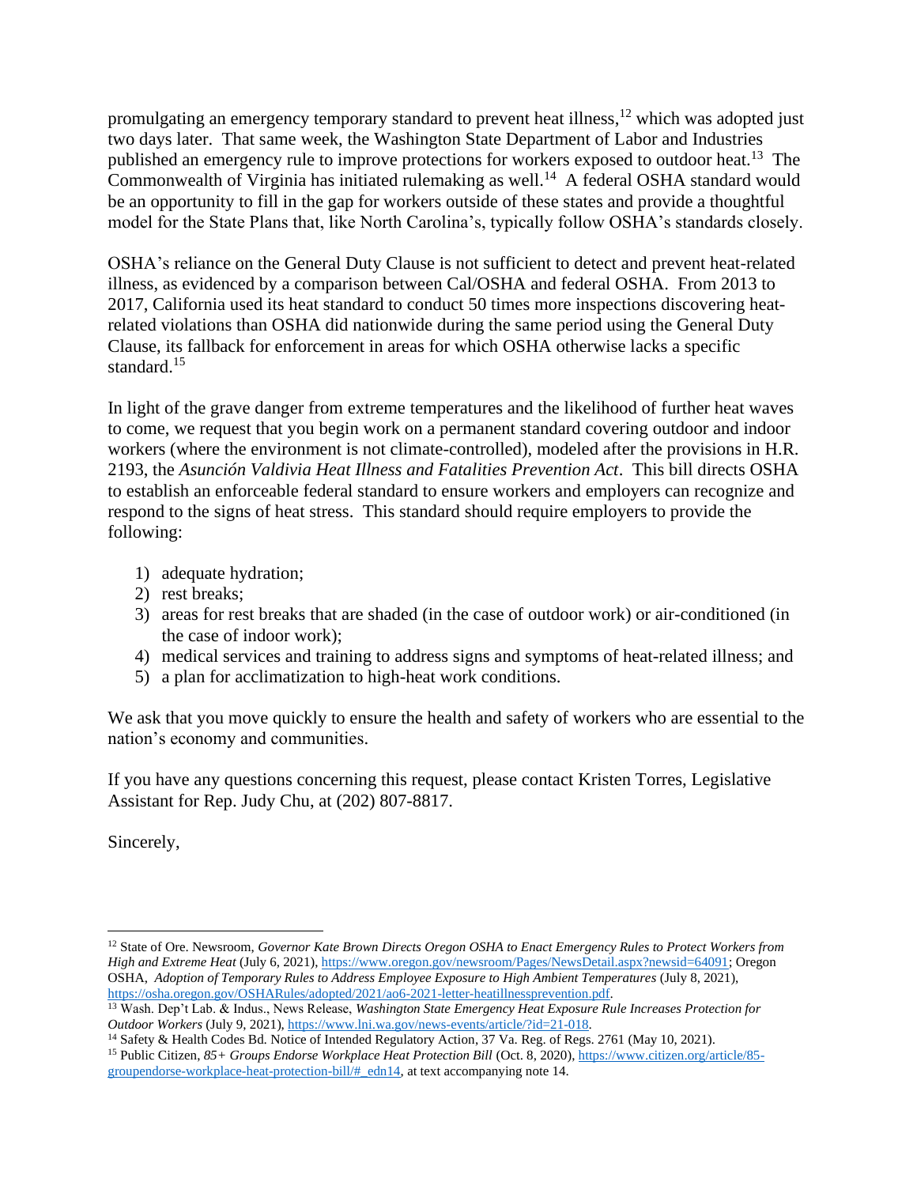promulgating an emergency temporary standard to prevent heat illness,[12] which was adopted just two days later. That same week, the Washington State Department of Labor and Industries published an emergency rule to improve protections for workers exposed to outdoor heat.[13] The Commonwealth of Virginia has initiated rulemaking as well.[14] A federal OSHA standard would be an opportunity to fill in the gap for workers outside of these states and provide a thoughtful model for the State Plans that, like North Carolina's, typically follow OSHA's standards closely.

OSHA's reliance on the General Duty Clause is not sufficient to detect and prevent heat-related illness, as evidenced by a comparison between Cal/OSHA and federal OSHA. From 2013 to 2017, California used its heat standard to conduct 50 times more inspections discovering heat-related violations than OSHA did nationwide during the same period using the General Duty Clause, its fallback for enforcement in areas for which OSHA otherwise lacks a specific standard.[15]

In light of the grave danger from extreme temperatures and the likelihood of further heat waves to come, we request that you begin work on a permanent standard covering outdoor and indoor workers (where the environment is not climate-controlled), modeled after the provisions in H.R. 2193, the *Asunción Valdivia Heat Illness and Fatalities Prevention Act*. This bill directs OSHA to establish an enforceable federal standard to ensure workers and employers can recognize and respond to the signs of heat stress. This standard should require employers to provide the following:

1) adequate hydration;
2) rest breaks;
3) areas for rest breaks that are shaded (in the case of outdoor work) or air-conditioned (in the case of indoor work);
4) medical services and training to address signs and symptoms of heat-related illness; and
5) a plan for acclimatization to high-heat work conditions.

We ask that you move quickly to ensure the health and safety of workers who are essential to the nation's economy and communities.

If you have any questions concerning this request, please contact Kristen Torres, Legislative Assistant for Rep. Judy Chu, at (202) 807-8817.

Sincerely,

---

[12] State of Ore. Newsroom, *Governor Kate Brown Directs Oregon OSHA to Enact Emergency Rules to Protect Workers from High and Extreme Heat* (July 6, 2021), https://www.oregon.gov/newsroom/Pages/NewsDetail.aspx?newsid=64091; Oregon OSHA, *Adoption of Temporary Rules to Address Employee Exposure to High Ambient Temperatures* (July 8, 2021), https://osha.oregon.gov/OSHARules/adopted/2021/ao6-2021-letter-heatillnessprevention.pdf.

[13] Wash. Dep't Lab. & Indus., News Release, *Washington State Emergency Heat Exposure Rule Increases Protection for Outdoor Workers* (July 9, 2021), https://www.lni.wa.gov/news-events/article/?id=21-018.

[14] Safety & Health Codes Bd. Notice of Intended Regulatory Action, 37 Va. Reg. of Regs. 2761 (May 10, 2021).

[15] Public Citizen, *85+ Groups Endorse Workplace Heat Protection Bill* (Oct. 8, 2020), https://www.citizen.org/article/85-groupendorse-workplace-heat-protection-bill/#_edn14, at text accompanying note 14.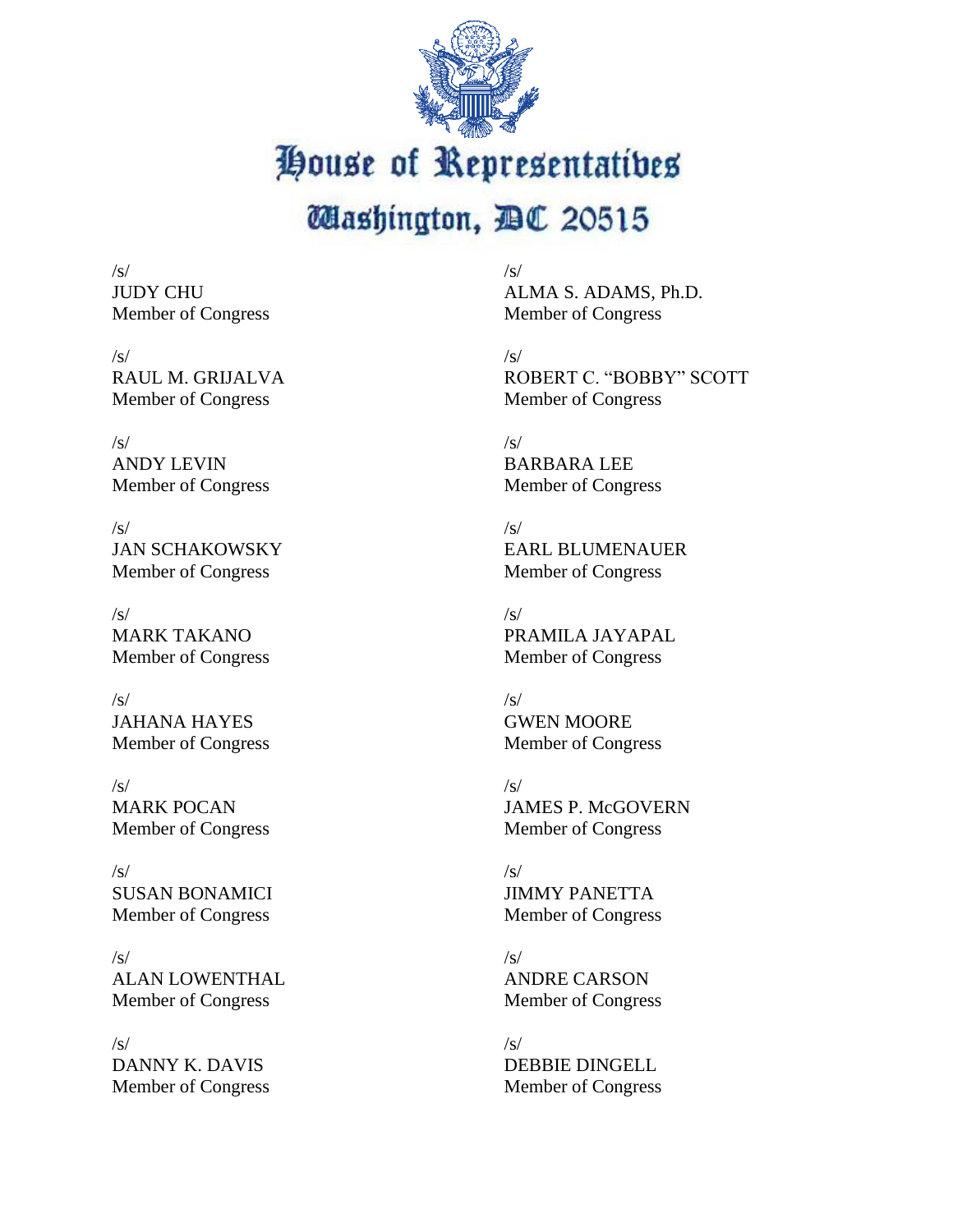# House of Representatives

## Washington, DC 20515

/s/
JUDY CHU
Member of Congress

/s/
RAUL M. GRIJALVA
Member of Congress

/s/
ANDY LEVIN
Member of Congress

/s/
JAN SCHAKOWSKY
Member of Congress

/s/
MARK TAKANO
Member of Congress

/s/
JAHANA HAYES
Member of Congress

/s/
MARK POCAN
Member of Congress

/s/
SUSAN BONAMICI
Member of Congress

/s/
ALAN LOWENTHAL
Member of Congress

/s/
DANNY K. DAVIS
Member of Congress

/s/
ALMA S. ADAMS, Ph.D.
Member of Congress

/s/
ROBERT C. "BOBBY" SCOTT
Member of Congress

/s/
BARBARA LEE
Member of Congress

/s/
EARL BLUMENAUER
Member of Congress

/s/
PRAMILA JAYAPAL
Member of Congress

/s/
GWEN MOORE
Member of Congress

/s/
JAMES P. McGOVERN
Member of Congress

/s/
JIMMY PANETTA
Member of Congress

/s/
ANDRE CARSON
Member of Congress

/s/
DEBBIE DINGELL
Member of Congress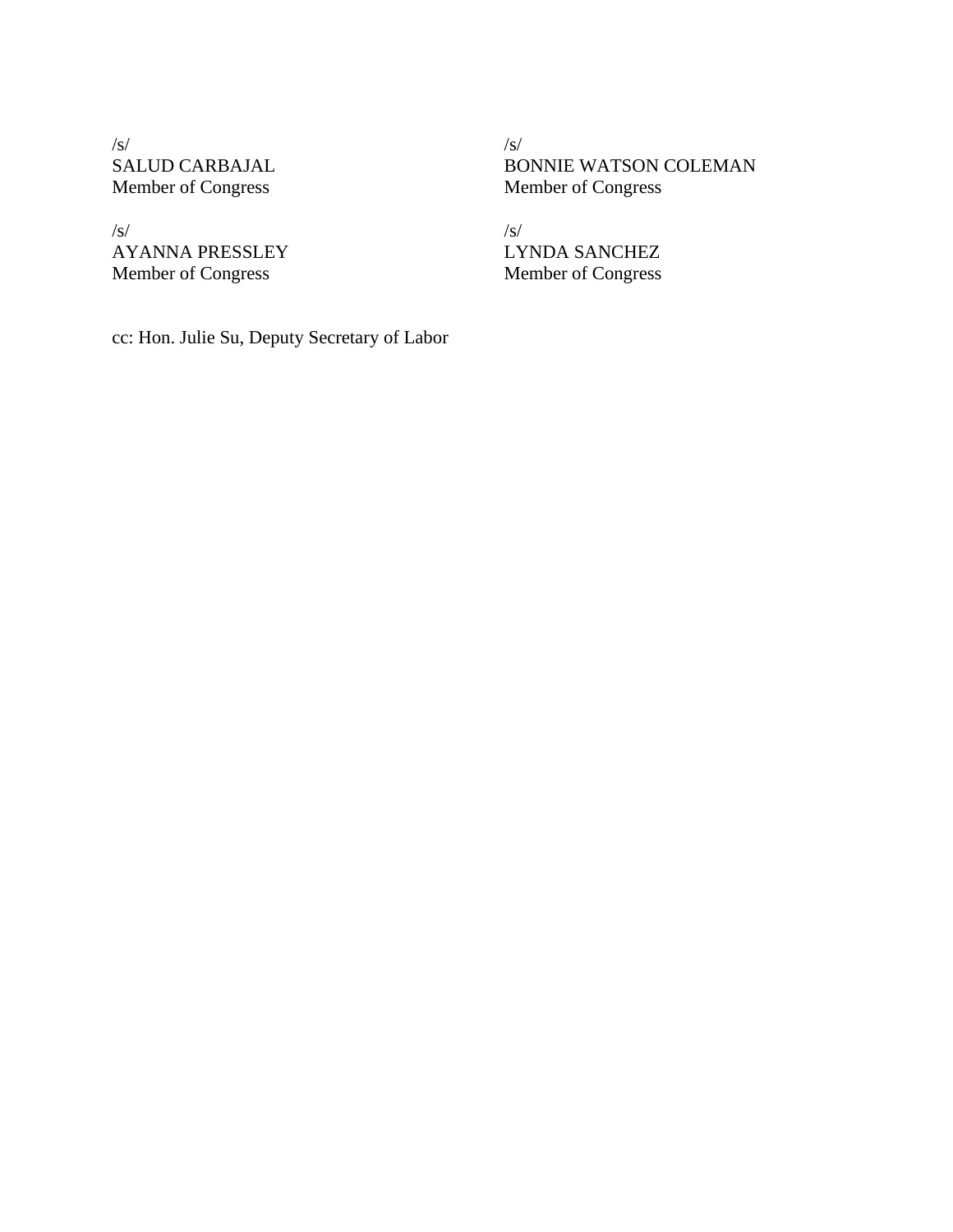/s/
SALUD CARBAJAL
Member of Congress

/s/
BONNIE WATSON COLEMAN
Member of Congress

/s/
AYANNA PRESSLEY
Member of Congress

/s/
LYNDA SANCHEZ
Member of Congress

cc: Hon. Julie Su, Deputy Secretary of Labor